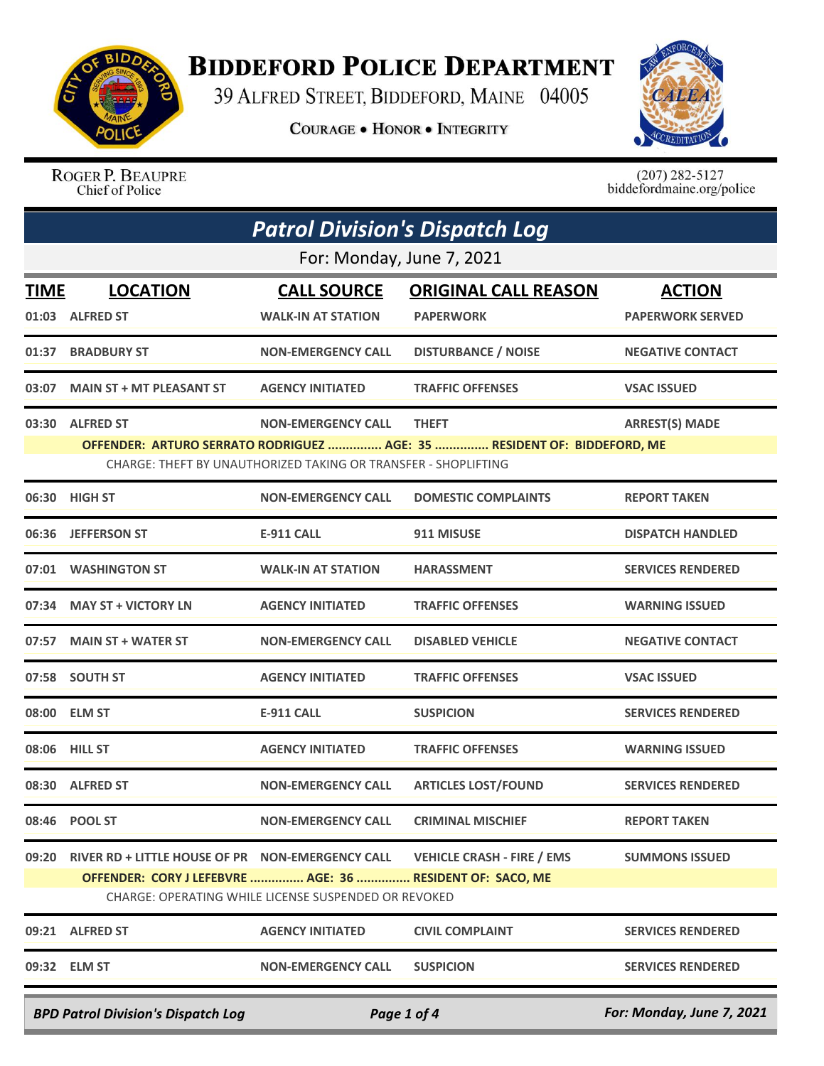# Biddeford Police Department

39 Alfred Street, Biddeford, Maine 04005

Courage • Honor • Integrity

Roger P. Beaupre
Chief of Police

(207) 282-5127
biddefordmaine.org/police

## *Patrol Division's Dispatch Log*

For: Monday, June 7, 2021

| TIME | LOCATION | CALL SOURCE | ORIGINAL CALL REASON | ACTION |
|---|---|---|---|---|
| 01:03 | ALFRED ST | WALK-IN AT STATION | PAPERWORK | PAPERWORK SERVED |
| 01:37 | BRADBURY ST | NON-EMERGENCY CALL | DISTURBANCE / NOISE | NEGATIVE CONTACT |
| 03:07 | MAIN ST + MT PLEASANT ST | AGENCY INITIATED | TRAFFIC OFFENSES | VSAC ISSUED |
| 03:30 | ALFRED ST | NON-EMERGENCY CALL | THEFT | ARREST(S) MADE |
| | OFFENDER: ARTURO SERRATO RODRIGUEZ ............... AGE: 35 ............... RESIDENT OF: BIDDEFORD, ME | | | |
| | CHARGE: THEFT BY UNAUTHORIZED TAKING OR TRANSFER - SHOPLIFTING | | | |
| 06:30 | HIGH ST | NON-EMERGENCY CALL | DOMESTIC COMPLAINTS | REPORT TAKEN |
| 06:36 | JEFFERSON ST | E-911 CALL | 911 MISUSE | DISPATCH HANDLED |
| 07:01 | WASHINGTON ST | WALK-IN AT STATION | HARASSMENT | SERVICES RENDERED |
| 07:34 | MAY ST + VICTORY LN | AGENCY INITIATED | TRAFFIC OFFENSES | WARNING ISSUED |
| 07:57 | MAIN ST + WATER ST | NON-EMERGENCY CALL | DISABLED VEHICLE | NEGATIVE CONTACT |
| 07:58 | SOUTH ST | AGENCY INITIATED | TRAFFIC OFFENSES | VSAC ISSUED |
| 08:00 | ELM ST | E-911 CALL | SUSPICION | SERVICES RENDERED |
| 08:06 | HILL ST | AGENCY INITIATED | TRAFFIC OFFENSES | WARNING ISSUED |
| 08:30 | ALFRED ST | NON-EMERGENCY CALL | ARTICLES LOST/FOUND | SERVICES RENDERED |
| 08:46 | POOL ST | NON-EMERGENCY CALL | CRIMINAL MISCHIEF | REPORT TAKEN |
| 09:20 | RIVER RD + LITTLE HOUSE OF PR | NON-EMERGENCY CALL | VEHICLE CRASH - FIRE / EMS | SUMMONS ISSUED |
| | OFFENDER: CORY J LEFEBVRE ............... AGE: 36 ............... RESIDENT OF: SACO, ME | | | |
| | CHARGE: OPERATING WHILE LICENSE SUSPENDED OR REVOKED | | | |
| 09:21 | ALFRED ST | AGENCY INITIATED | CIVIL COMPLAINT | SERVICES RENDERED |
| 09:32 | ELM ST | NON-EMERGENCY CALL | SUSPICION | SERVICES RENDERED |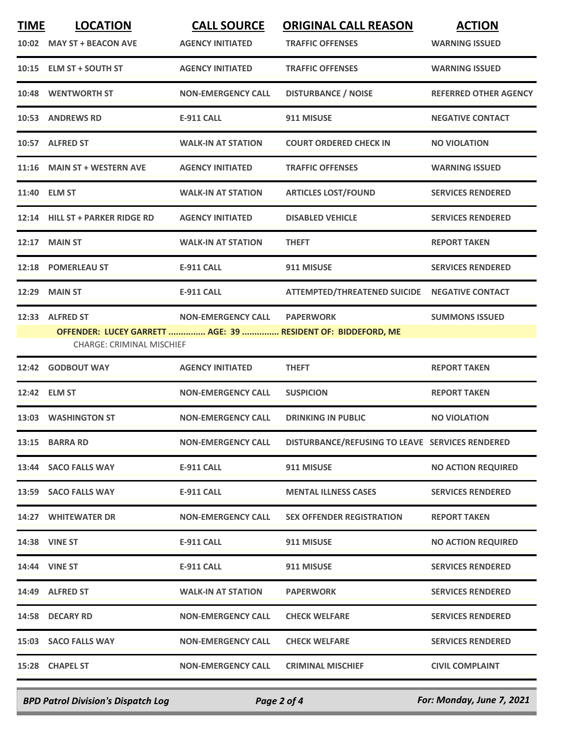| TIME | LOCATION | CALL SOURCE | ORIGINAL CALL REASON | ACTION |
|---|---|---|---|---|
| 10:02 | MAY ST + BEACON AVE | AGENCY INITIATED | TRAFFIC OFFENSES | WARNING ISSUED |
| 10:15 | ELM ST + SOUTH ST | AGENCY INITIATED | TRAFFIC OFFENSES | WARNING ISSUED |
| 10:48 | WENTWORTH ST | NON-EMERGENCY CALL | DISTURBANCE / NOISE | REFERRED OTHER AGENCY |
| 10:53 | ANDREWS RD | E-911 CALL | 911 MISUSE | NEGATIVE CONTACT |
| 10:57 | ALFRED ST | WALK-IN AT STATION | COURT ORDERED CHECK IN | NO VIOLATION |
| 11:16 | MAIN ST + WESTERN AVE | AGENCY INITIATED | TRAFFIC OFFENSES | WARNING ISSUED |
| 11:40 | ELM ST | WALK-IN AT STATION | ARTICLES LOST/FOUND | SERVICES RENDERED |
| 12:14 | HILL ST + PARKER RIDGE RD | AGENCY INITIATED | DISABLED VEHICLE | SERVICES RENDERED |
| 12:17 | MAIN ST | WALK-IN AT STATION | THEFT | REPORT TAKEN |
| 12:18 | POMERLEAU ST | E-911 CALL | 911 MISUSE | SERVICES RENDERED |
| 12:29 | MAIN ST | E-911 CALL | ATTEMPTED/THREATENED SUICIDE | NEGATIVE CONTACT |
| 12:33 | ALFRED ST | NON-EMERGENCY CALL | PAPERWORK | SUMMONS ISSUED |
| | OFFENDER: LUCEY GARRETT ............... AGE: 39 ............... RESIDENT OF: BIDDEFORD, ME | | | |
| | CHARGE: CRIMINAL MISCHIEF | | | |
| 12:42 | GODBOUT WAY | AGENCY INITIATED | THEFT | REPORT TAKEN |
| 12:42 | ELM ST | NON-EMERGENCY CALL | SUSPICION | REPORT TAKEN |
| 13:03 | WASHINGTON ST | NON-EMERGENCY CALL | DRINKING IN PUBLIC | NO VIOLATION |
| 13:15 | BARRA RD | NON-EMERGENCY CALL | DISTURBANCE/REFUSING TO LEAVE | SERVICES RENDERED |
| 13:44 | SACO FALLS WAY | E-911 CALL | 911 MISUSE | NO ACTION REQUIRED |
| 13:59 | SACO FALLS WAY | E-911 CALL | MENTAL ILLNESS CASES | SERVICES RENDERED |
| 14:27 | WHITEWATER DR | NON-EMERGENCY CALL | SEX OFFENDER REGISTRATION | REPORT TAKEN |
| 14:38 | VINE ST | E-911 CALL | 911 MISUSE | NO ACTION REQUIRED |
| 14:44 | VINE ST | E-911 CALL | 911 MISUSE | SERVICES RENDERED |
| 14:49 | ALFRED ST | WALK-IN AT STATION | PAPERWORK | SERVICES RENDERED |
| 14:58 | DECARY RD | NON-EMERGENCY CALL | CHECK WELFARE | SERVICES RENDERED |
| 15:03 | SACO FALLS WAY | NON-EMERGENCY CALL | CHECK WELFARE | SERVICES RENDERED |
| 15:28 | CHAPEL ST | NON-EMERGENCY CALL | CRIMINAL MISCHIEF | CIVIL COMPLAINT |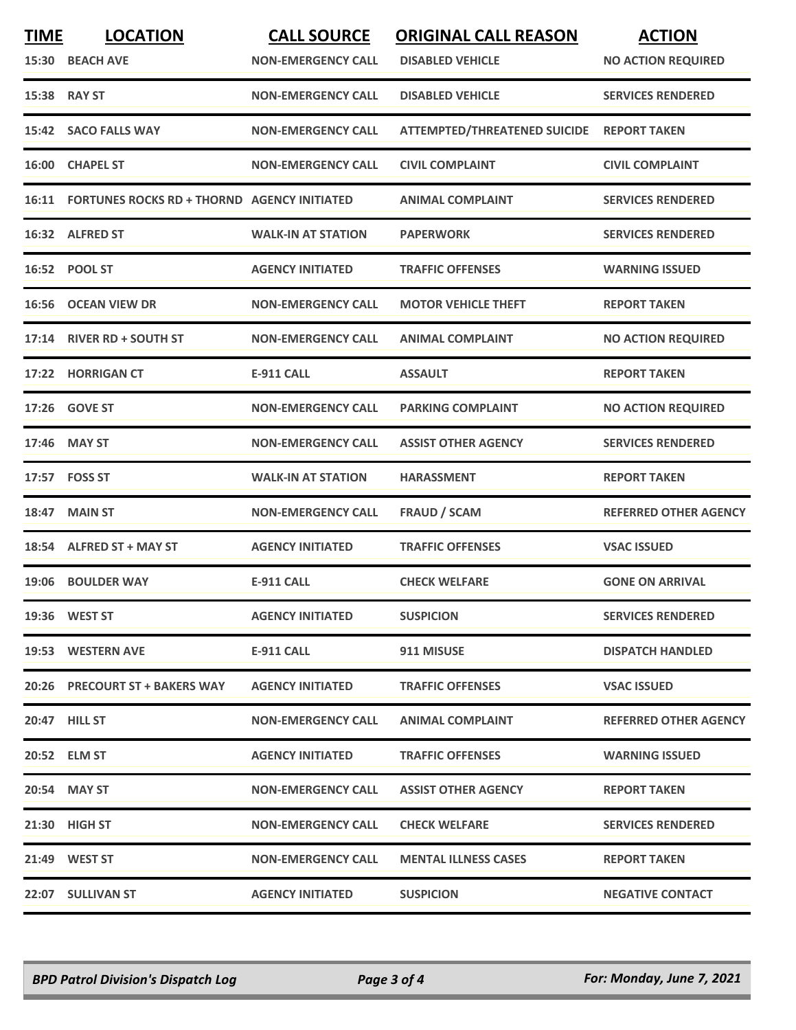| TIME | LOCATION | CALL SOURCE | ORIGINAL CALL REASON | ACTION |
|---|---|---|---|---|
| 15:30 | BEACH AVE | NON-EMERGENCY CALL | DISABLED VEHICLE | NO ACTION REQUIRED |
| 15:38 | RAY ST | NON-EMERGENCY CALL | DISABLED VEHICLE | SERVICES RENDERED |
| 15:42 | SACO FALLS WAY | NON-EMERGENCY CALL | ATTEMPTED/THREATENED SUICIDE | REPORT TAKEN |
| 16:00 | CHAPEL ST | NON-EMERGENCY CALL | CIVIL COMPLAINT | CIVIL COMPLAINT |
| 16:11 | FORTUNES ROCKS RD + THORND | AGENCY INITIATED | ANIMAL COMPLAINT | SERVICES RENDERED |
| 16:32 | ALFRED ST | WALK-IN AT STATION | PAPERWORK | SERVICES RENDERED |
| 16:52 | POOL ST | AGENCY INITIATED | TRAFFIC OFFENSES | WARNING ISSUED |
| 16:56 | OCEAN VIEW DR | NON-EMERGENCY CALL | MOTOR VEHICLE THEFT | REPORT TAKEN |
| 17:14 | RIVER RD + SOUTH ST | NON-EMERGENCY CALL | ANIMAL COMPLAINT | NO ACTION REQUIRED |
| 17:22 | HORRIGAN CT | E-911 CALL | ASSAULT | REPORT TAKEN |
| 17:26 | GOVE ST | NON-EMERGENCY CALL | PARKING COMPLAINT | NO ACTION REQUIRED |
| 17:46 | MAY ST | NON-EMERGENCY CALL | ASSIST OTHER AGENCY | SERVICES RENDERED |
| 17:57 | FOSS ST | WALK-IN AT STATION | HARASSMENT | REPORT TAKEN |
| 18:47 | MAIN ST | NON-EMERGENCY CALL | FRAUD / SCAM | REFERRED OTHER AGENCY |
| 18:54 | ALFRED ST + MAY ST | AGENCY INITIATED | TRAFFIC OFFENSES | VSAC ISSUED |
| 19:06 | BOULDER WAY | E-911 CALL | CHECK WELFARE | GONE ON ARRIVAL |
| 19:36 | WEST ST | AGENCY INITIATED | SUSPICION | SERVICES RENDERED |
| 19:53 | WESTERN AVE | E-911 CALL | 911 MISUSE | DISPATCH HANDLED |
| 20:26 | PRECOURT ST + BAKERS WAY | AGENCY INITIATED | TRAFFIC OFFENSES | VSAC ISSUED |
| 20:47 | HILL ST | NON-EMERGENCY CALL | ANIMAL COMPLAINT | REFERRED OTHER AGENCY |
| 20:52 | ELM ST | AGENCY INITIATED | TRAFFIC OFFENSES | WARNING ISSUED |
| 20:54 | MAY ST | NON-EMERGENCY CALL | ASSIST OTHER AGENCY | REPORT TAKEN |
| 21:30 | HIGH ST | NON-EMERGENCY CALL | CHECK WELFARE | SERVICES RENDERED |
| 21:49 | WEST ST | NON-EMERGENCY CALL | MENTAL ILLNESS CASES | REPORT TAKEN |
| 22:07 | SULLIVAN ST | AGENCY INITIATED | SUSPICION | NEGATIVE CONTACT |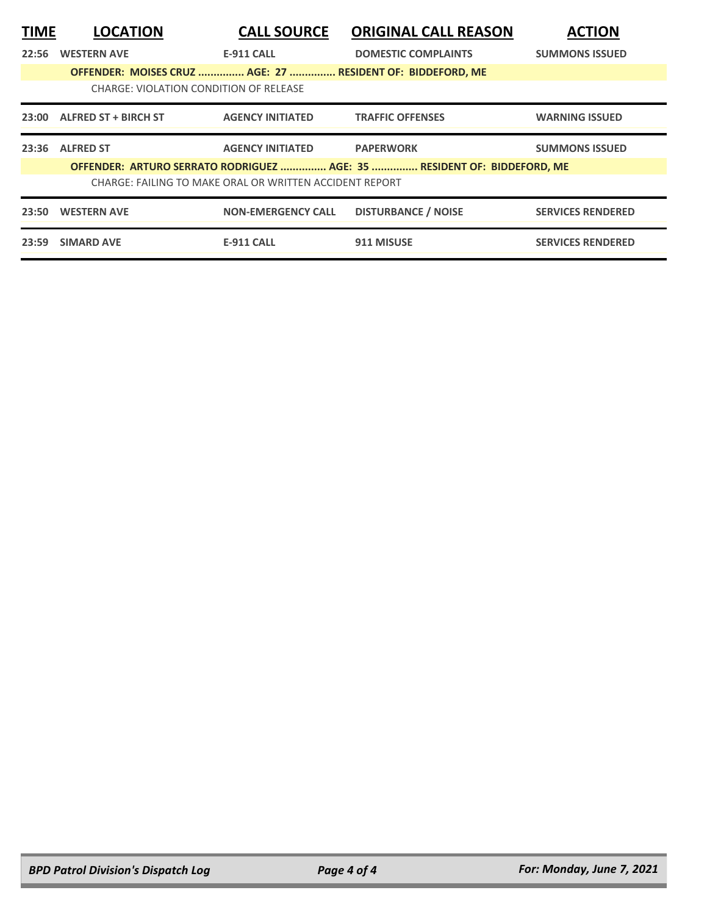| TIME | LOCATION | CALL SOURCE | ORIGINAL CALL REASON | ACTION |
|---|---|---|---|---|
| 22:56 | WESTERN AVE | E-911 CALL | DOMESTIC COMPLAINTS | SUMMONS ISSUED |
| | OFFENDER: MOISES CRUZ ............... AGE: 27 ............... RESIDENT OF: BIDDEFORD, ME | | | |
| | CHARGE: VIOLATION CONDITION OF RELEASE | | | |
| 23:00 | ALFRED ST + BIRCH ST | AGENCY INITIATED | TRAFFIC OFFENSES | WARNING ISSUED |
| 23:36 | ALFRED ST | AGENCY INITIATED | PAPERWORK | SUMMONS ISSUED |
| | OFFENDER: ARTURO SERRATO RODRIGUEZ ............... AGE: 35 ............... RESIDENT OF: BIDDEFORD, ME | | | |
| | CHARGE: FAILING TO MAKE ORAL OR WRITTEN ACCIDENT REPORT | | | |
| 23:50 | WESTERN AVE | NON-EMERGENCY CALL | DISTURBANCE / NOISE | SERVICES RENDERED |
| 23:59 | SIMARD AVE | E-911 CALL | 911 MISUSE | SERVICES RENDERED |